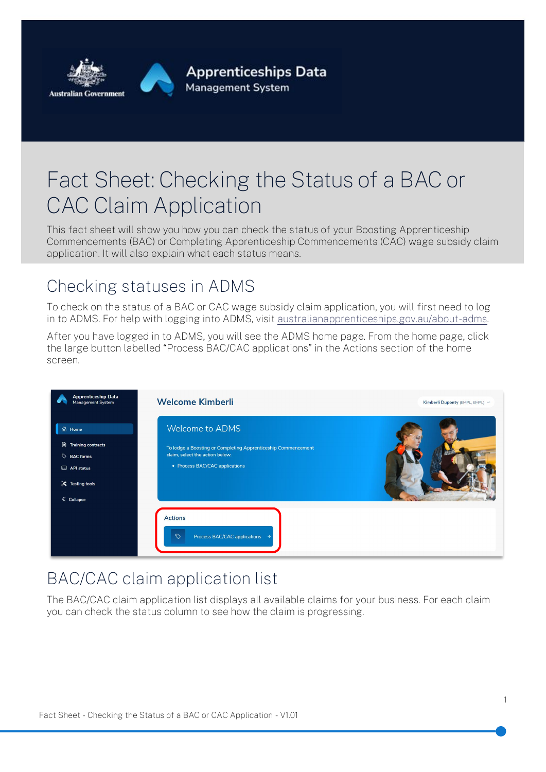# Fact Sheet: Checking the Status of a BAC or CAC Claim Application

This fact sheet will show you how you can check the status of your Boosting Apprenticeship Commencements (BAC) or Completing Apprenticeship Commencements (CAC) wage subsidy claim application. It will also explain what each status means.

## Checking statuses in ADMS

To check on the status of a BAC or CAC wage subsidy claim application, you will first need to log in to ADMS. For help with logging into ADMS, visit australianapprenticeships.gov.au/about-adms.

After you have logged in to ADMS, you will see the ADMS home page. From the home page, click the large button labelled "Process BAC/CAC applications" in the Actions section of the home screen.

## BAC/CAC claim application list

The BAC/CAC claim application list displays all available claims for your business. For each claim you can check the status column to see how the claim is progressing.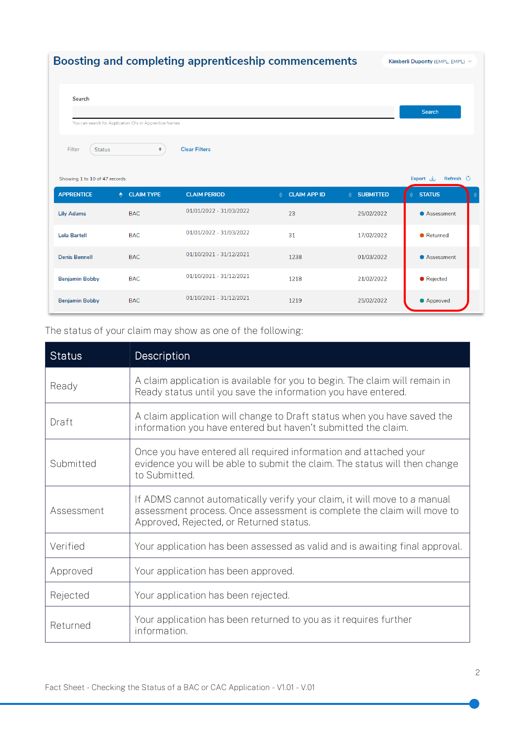## Boosting and completing apprenticeship commencements

Kimberli Dupondy (EMPL, EMPL)

Search

Search

You can search for Application ID's or Apprentice Names

Filter Status Clear Filters

Showing 1 to 10 of 47 records. Export Refresh

| APPRENTICE | CLAIM TYPE | CLAIM PERIOD | CLAIM APP ID | SUBMITTED | STATUS |
|---|---|---|---|---|---|
| Lily Adams | BAC | 01/01/2022 - 31/03/2022 | 23 | 25/02/2022 | Assessment |
| Lola Bartell | BAC | 01/01/2022 - 31/03/2022 | 31 | 17/02/2022 | Returned |
| Denis Bennell | BAC | 01/10/2021 - 31/12/2021 | 1238 | 01/03/2022 | Assessment |
| Benjamin Bobby | BAC | 01/10/2021 - 31/12/2021 | 1218 | 21/02/2022 | Rejected |
| Benjamin Bobby | BAC | 01/10/2021 - 31/12/2021 | 1219 | 25/02/2022 | Approved |

The status of your claim may show as one of the following:

| Status | Description |
|---|---|
| Ready | A claim application is available for you to begin. The claim will remain in Ready status until you save the information you have entered. |
| Draft | A claim application will change to Draft status when you have saved the information you have entered but haven't submitted the claim. |
| Submitted | Once you have entered all required information and attached your evidence you will be able to submit the claim. The status will then change to Submitted. |
| Assessment | If ADMS cannot automatically verify your claim, it will move to a manual assessment process. Once assessment is complete the claim will move to Approved, Rejected, or Returned status. |
| Verified | Your application has been assessed as valid and is awaiting final approval. |
| Approved | Your application has been approved. |
| Rejected | Your application has been rejected. |
| Returned | Your application has been returned to you as it requires further information. |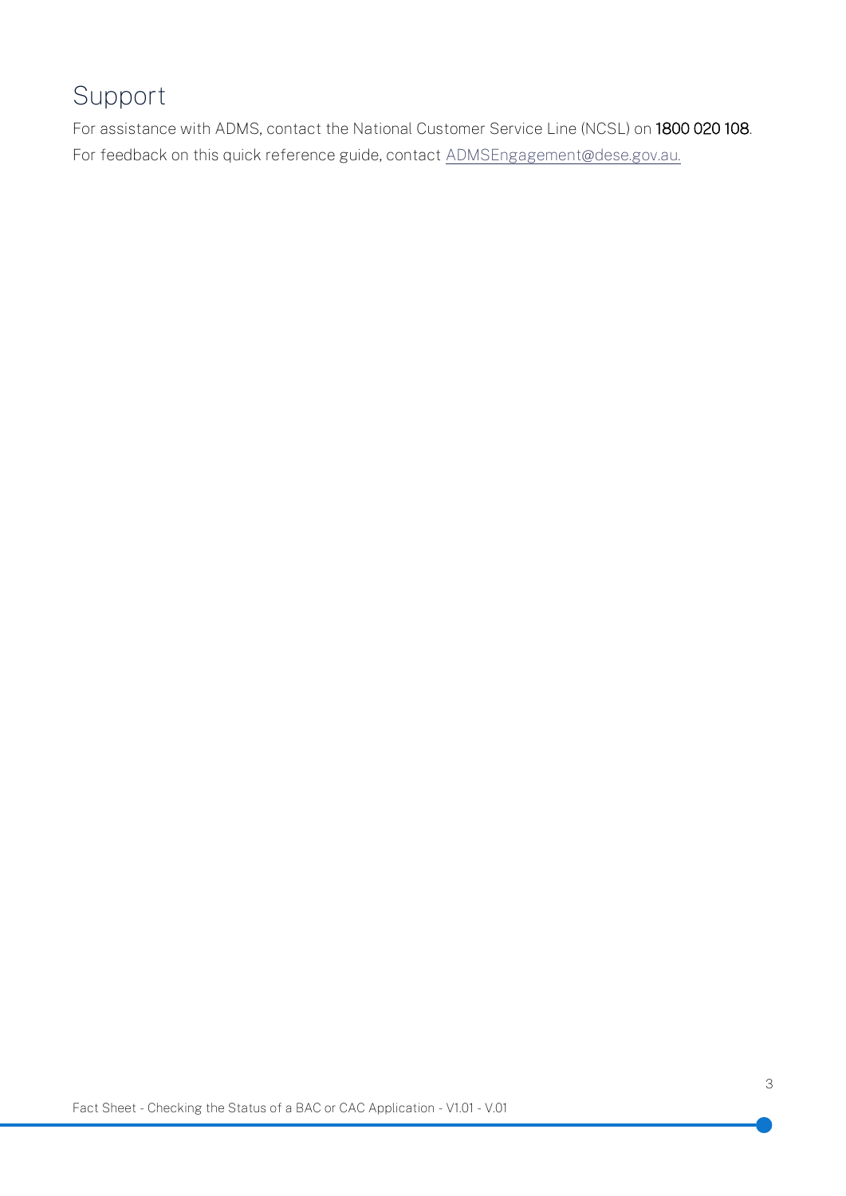## Support

For assistance with ADMS, contact the National Customer Service Line (NCSL) on **1800 020 108**.

For feedback on this quick reference guide, contact ADMSEngagement@dese.gov.au.